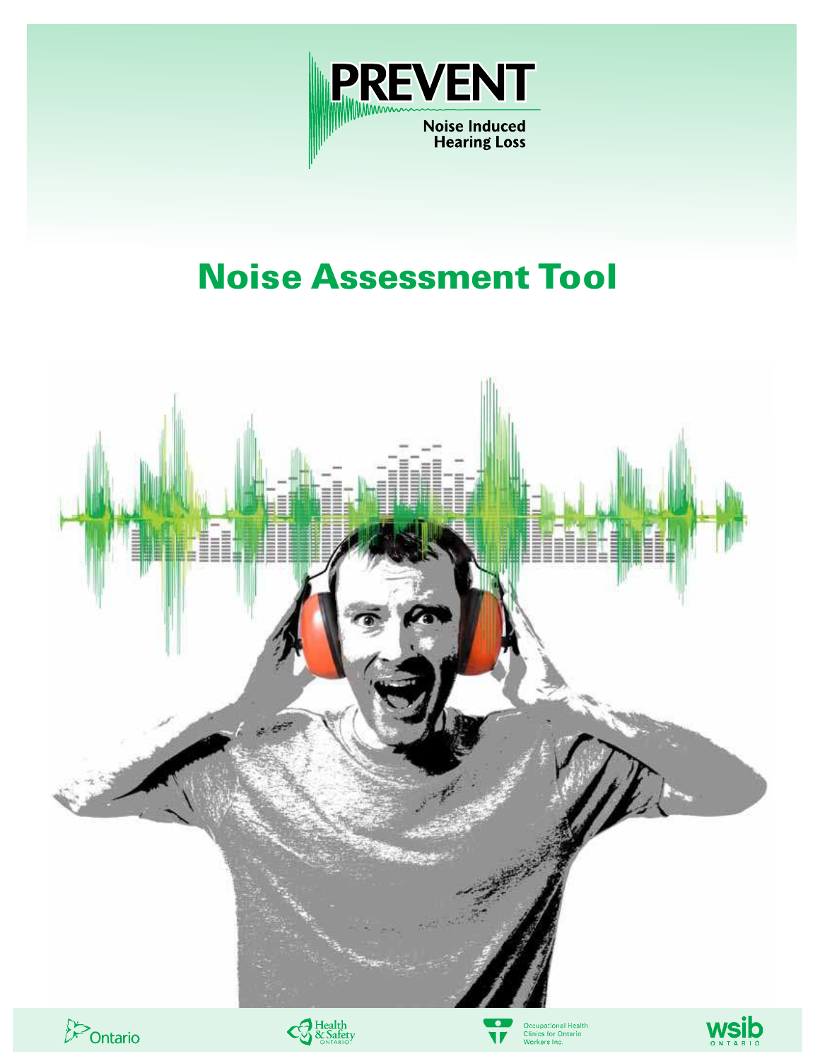# PREVENT

Noise Induced Hearing Loss

# Noise Assessment Tool

Ontario

Health & Safety Ontario

Occupational Health Clinics for Ontario Workers Inc.

wsib ONTARIO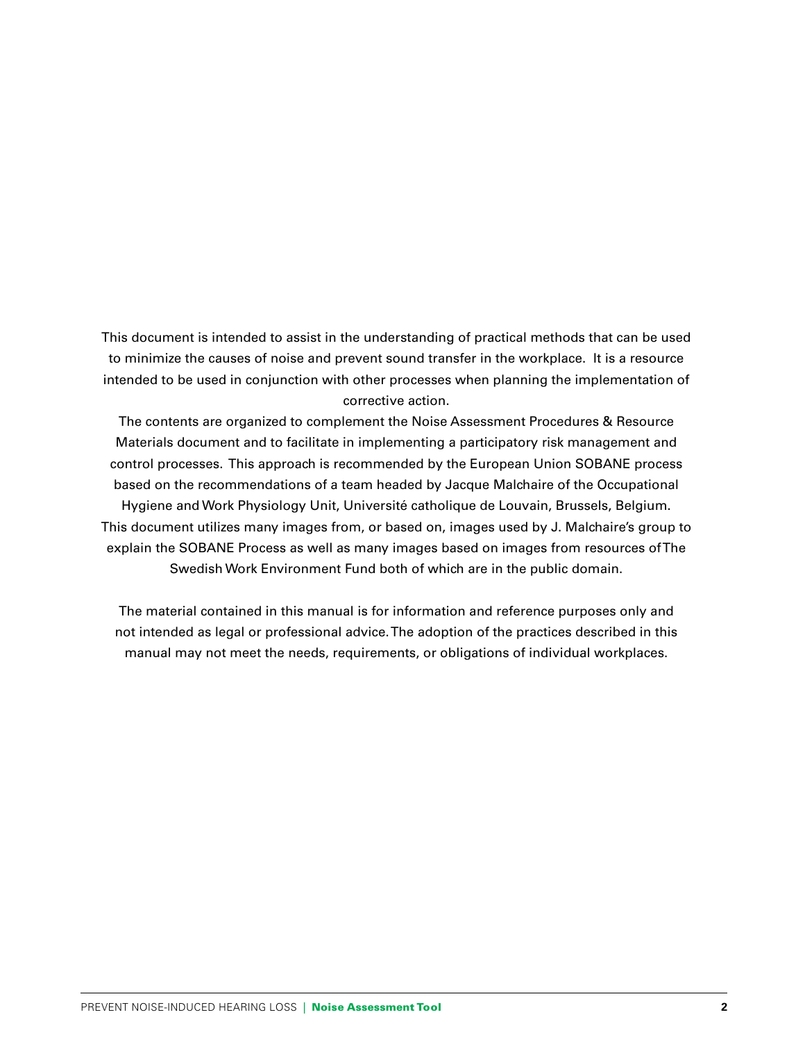This document is intended to assist in the understanding of practical methods that can be used to minimize the causes of noise and prevent sound transfer in the workplace. It is a resource intended to be used in conjunction with other processes when planning the implementation of corrective action.

The contents are organized to complement the Noise Assessment Procedures & Resource Materials document and to facilitate in implementing a participatory risk management and control processes. This approach is recommended by the European Union SOBANE process based on the recommendations of a team headed by Jacque Malchaire of the Occupational Hygiene and Work Physiology Unit, Université catholique de Louvain, Brussels, Belgium. This document utilizes many images from, or based on, images used by J. Malchaire's group to explain the SOBANE Process as well as many images based on images from resources of The Swedish Work Environment Fund both of which are in the public domain.

The material contained in this manual is for information and reference purposes only and not intended as legal or professional advice. The adoption of the practices described in this manual may not meet the needs, requirements, or obligations of individual workplaces.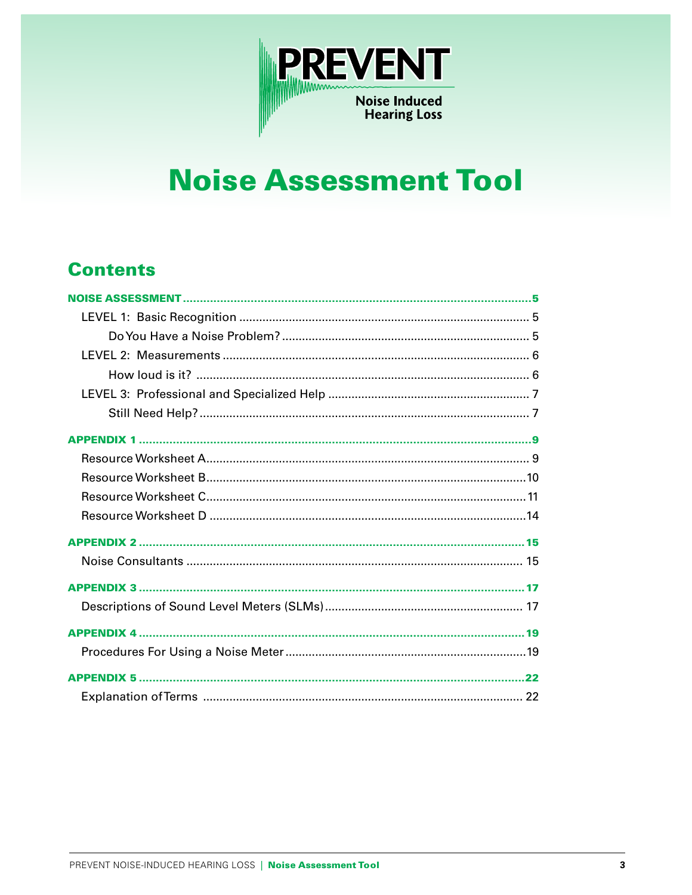PREVENT

Noise Induced Hearing Loss

# Noise Assessment Tool

## Contents

| | |
|---|---|
| **NOISE ASSESSMENT** | **5** |
| LEVEL 1: Basic Recognition | 5 |
| Do You Have a Noise Problem? | 5 |
| LEVEL 2: Measurements | 6 |
| How loud is it? | 6 |
| LEVEL 3: Professional and Specialized Help | 7 |
| Still Need Help? | 7 |
| **APPENDIX 1** | **9** |
| Resource Worksheet A | 9 |
| Resource Worksheet B | 10 |
| Resource Worksheet C | 11 |
| Resource Worksheet D | 14 |
| **APPENDIX 2** | **15** |
| Noise Consultants | 15 |
| **APPENDIX 3** | **17** |
| Descriptions of Sound Level Meters (SLMs) | 17 |
| **APPENDIX 4** | **19** |
| Procedures For Using a Noise Meter | 19 |
| **APPENDIX 5** | **22** |
| Explanation of Terms | 22 |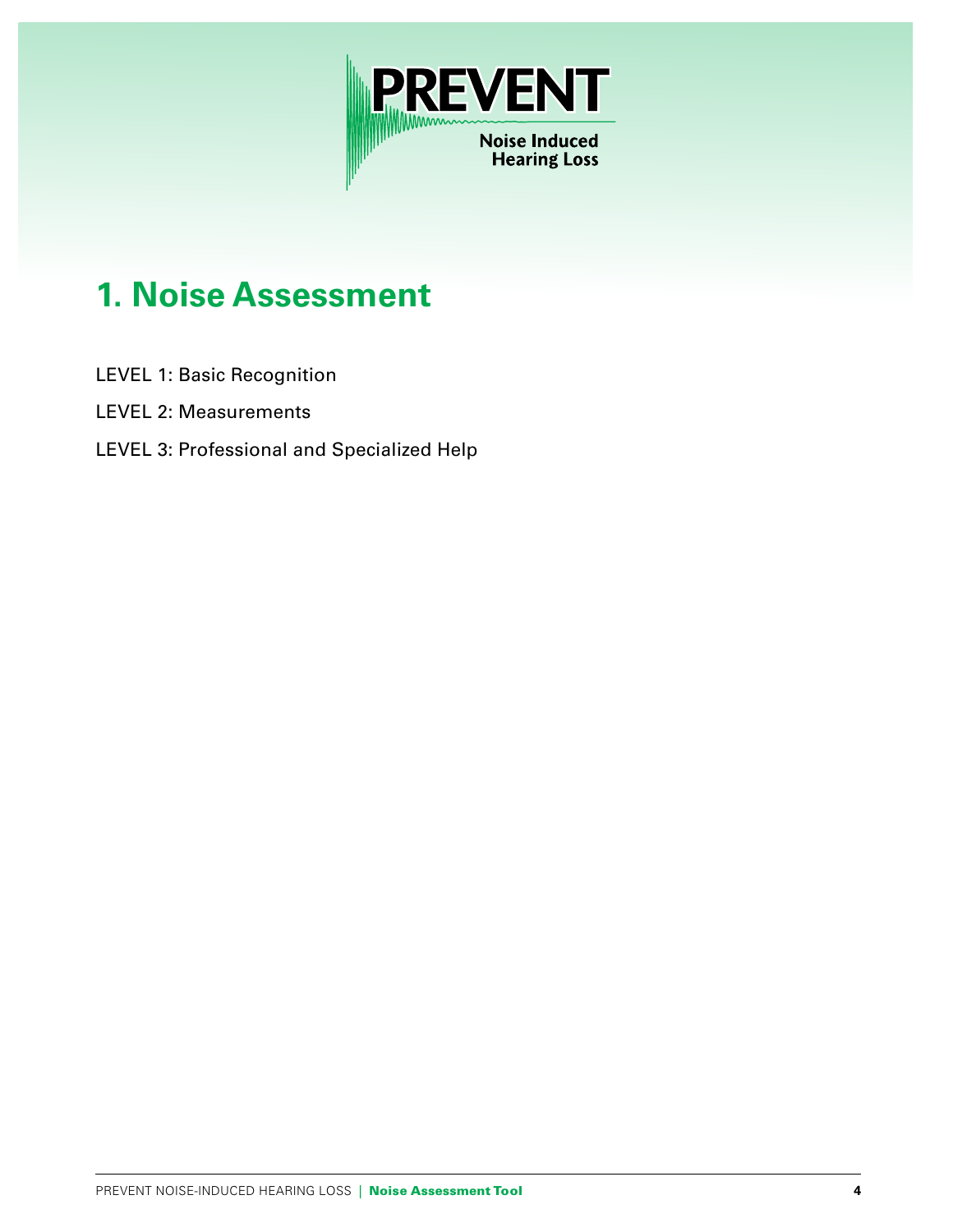# 1. Noise Assessment

LEVEL 1: Basic Recognition

LEVEL 2: Measurements

LEVEL 3: Professional and Specialized Help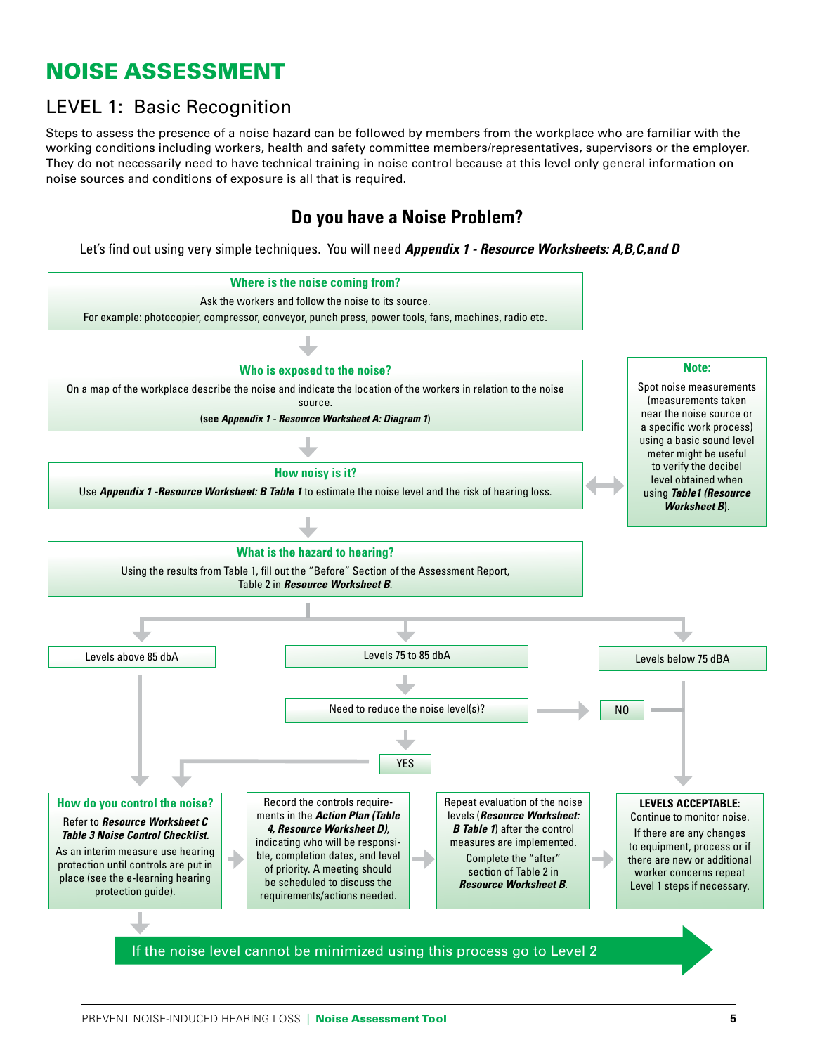# NOISE ASSESSMENT

## LEVEL 1: Basic Recognition

Steps to assess the presence of a noise hazard can be followed by members from the workplace who are familiar with the working conditions including workers, health and safety committee members/representatives, supervisors or the employer. They do not necessarily need to have technical training in noise control because at this level only general information on noise sources and conditions of exposure is all that is required.

### Do you have a Noise Problem?

Let's find out using very simple techniques. You will need ***Appendix 1 - Resource Worksheets: A,B,C,and D***

**Where is the noise coming from?**

Ask the workers and follow the noise to its source.
For example: photocopier, compressor, conveyor, punch press, power tools, fans, machines, radio etc.

↓

**Who is exposed to the noise?**

On a map of the workplace describe the noise and indicate the location of the workers in relation to the noise source.
**(see *Appendix 1 - Resource Worksheet A: Diagram 1*)**

↓

**How noisy is it?**

Use ***Appendix 1 -Resource Worksheet: B Table 1*** to estimate the noise level and the risk of hearing loss.

**Note:**

Spot noise measurements (measurements taken near the noise source or a specific work process) using a basic sound level meter might be useful to verify the decibel level obtained when using ***Table1 (Resource Worksheet B***).

↓

**What is the hazard to hearing?**

Using the results from Table 1, fill out the "Before" Section of the Assessment Report, Table 2 in ***Resource Worksheet B***.

↓

- **Levels above 85 dbA** → How do you control the noise?
- **Levels 75 to 85 dbA** → Need to reduce the noise level(s)?
  - YES → How do you control the noise?
  - NO → LEVELS ACCEPTABLE
- **Levels below 75 dBA** → LEVELS ACCEPTABLE

**How do you control the noise?**

Refer to ***Resource Worksheet C Table 3 Noise Control Checklist.***

As an interim measure use hearing protection until controls are put in place (see the e-learning hearing protection guide).

→

Record the controls requirements in the ***Action Plan (Table 4, Resource Worksheet D)***, indicating who will be responsible, completion dates, and level of priority. A meeting should be scheduled to discuss the requirements/actions needed.

→

Repeat evaluation of the noise levels (***Resource Worksheet: B Table 1***) after the control measures are implemented.

Complete the "after" section of Table 2 in ***Resource Worksheet B***.

→

**LEVELS ACCEPTABLE:**

Continue to monitor noise.

If there are any changes to equipment, process or if there are new or additional worker concerns repeat Level 1 steps if necessary.

**If the noise level cannot be minimized using this process go to Level 2**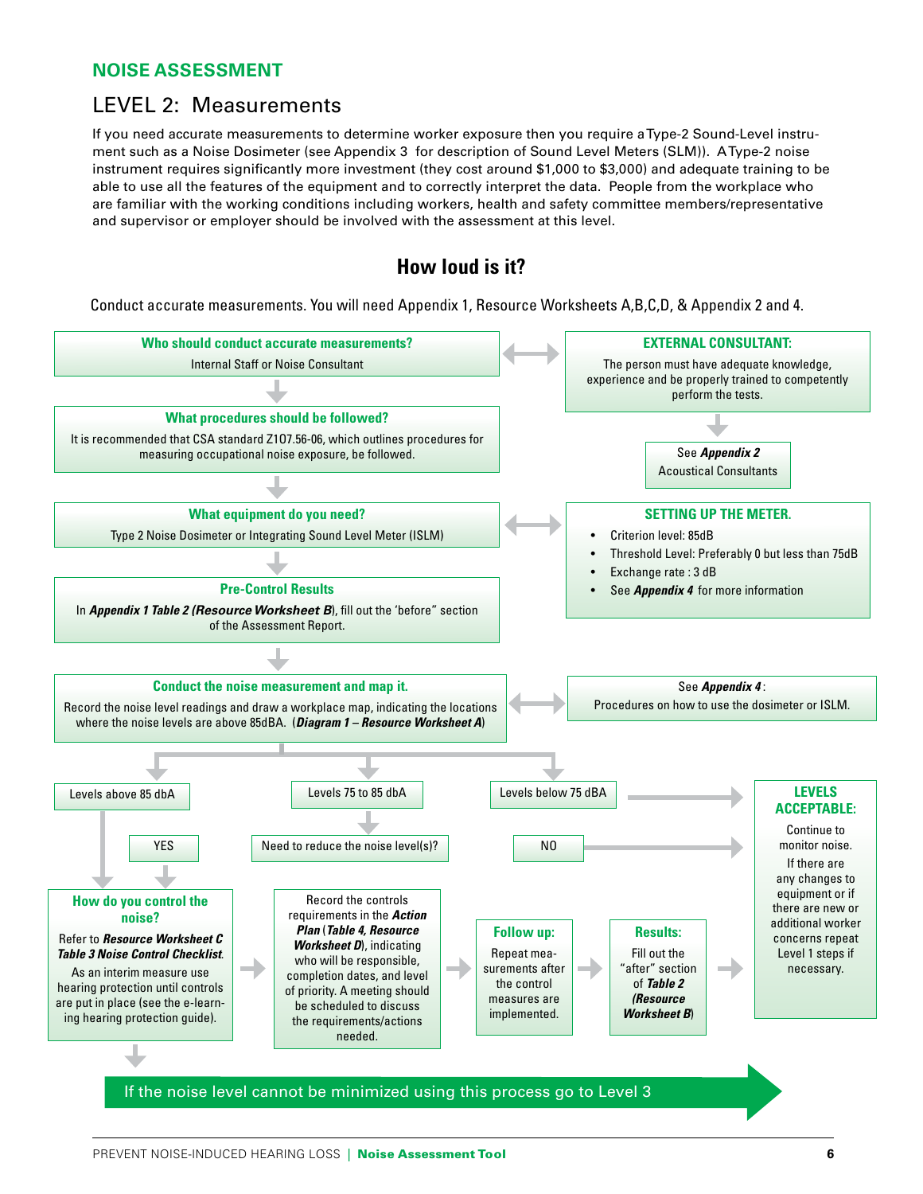## NOISE ASSESSMENT

# LEVEL 2: Measurements

If you need accurate measurements to determine worker exposure then you require a Type-2 Sound-Level instrument such as a Noise Dosimeter (see Appendix 3 for description of Sound Level Meters (SLM)). A Type-2 noise instrument requires significantly more investment (they cost around $1,000 to $3,000) and adequate training to be able to use all the features of the equipment and to correctly interpret the data. People from the workplace who are familiar with the working conditions including workers, health and safety committee members/representative and supervisor or employer should be involved with the assessment at this level.

## How loud is it?

Conduct accurate measurements. You will need Appendix 1, Resource Worksheets A,B,C,D, & Appendix 2 and 4.

**Who should conduct accurate measurements?**
Internal Staff or Noise Consultant

**EXTERNAL CONSULTANT:**
The person must have adequate knowledge, experience and be properly trained to competently perform the tests.

See ***Appendix 2*** Acoustical Consultants

**What procedures should be followed?**
It is recommended that CSA standard Z107.56-06, which outlines procedures for measuring occupational noise exposure, be followed.

**What equipment do you need?**
Type 2 Noise Dosimeter or Integrating Sound Level Meter (ISLM)

**SETTING UP THE METER.**

- Criterion level: 85dB
- Threshold Level: Preferably 0 but less than 75dB
- Exchange rate : 3 dB
- See ***Appendix 4*** for more information

**Pre-Control Results**
In ***Appendix 1 Table 2 (Resource Worksheet B***), fill out the 'before" section of the Assessment Report.

**Conduct the noise measurement and map it.**
Record the noise level readings and draw a workplace map, indicating the locations where the noise levels are above 85dBA. (***Diagram 1 – Resource Worksheet A***)

See ***Appendix 4***: Procedures on how to use the dosimeter or ISLM.

- Levels above 85 dbA
- Levels 75 to 85 dbA → Need to reduce the noise level(s)? YES / NO
- Levels below 75 dBA

**LEVELS ACCEPTABLE:**
Continue to monitor noise.
If there are any changes to equipment or if there are new or additional worker concerns repeat Level 1 steps if necessary.

**How do you control the noise?**
Refer to ***Resource Worksheet C Table 3 Noise Control Checklist***.
As an interim measure use hearing protection until controls are put in place (see the e-learning hearing protection guide).

Record the controls requirements in the ***Action Plan*** (***Table 4, Resource Worksheet D***), indicating who will be responsible, completion dates, and level of priority. A meeting should be scheduled to discuss the requirements/actions needed.

**Follow up:**
Repeat measurements after the control measures are implemented.

**Results:**
Fill out the "after" section of ***Table 2 (Resource Worksheet B***)

If the noise level cannot be minimized using this process go to Level 3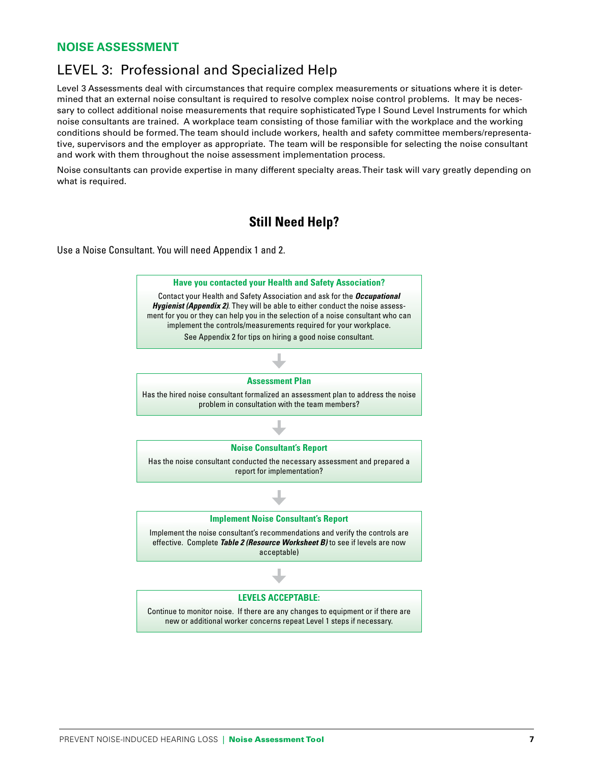## NOISE ASSESSMENT

# LEVEL 3: Professional and Specialized Help

Level 3 Assessments deal with circumstances that require complex measurements or situations where it is determined that an external noise consultant is required to resolve complex noise control problems. It may be necessary to collect additional noise measurements that require sophisticated Type I Sound Level Instruments for which noise consultants are trained. A workplace team consisting of those familiar with the workplace and the working conditions should be formed. The team should include workers, health and safety committee members/representative, supervisors and the employer as appropriate. The team will be responsible for selecting the noise consultant and work with them throughout the noise assessment implementation process.

Noise consultants can provide expertise in many different specialty areas. Their task will vary greatly depending on what is required.

## Still Need Help?

Use a Noise Consultant. You will need Appendix 1 and 2.

**Have you contacted your Health and Safety Association?**

Contact your Health and Safety Association and ask for the ***Occupational Hygienist (Appendix 2)***. They will be able to either conduct the noise assessment for you or they can help you in the selection of a noise consultant who can implement the controls/measurements required for your workplace.

See Appendix 2 for tips on hiring a good noise consultant.

↓

**Assessment Plan**

Has the hired noise consultant formalized an assessment plan to address the noise problem in consultation with the team members?

↓

**Noise Consultant's Report**

Has the noise consultant conducted the necessary assessment and prepared a report for implementation?

↓

**Implement Noise Consultant's Report**

Implement the noise consultant's recommendations and verify the controls are effective. Complete ***Table 2 (Resource Worksheet B)*** to see if levels are now acceptable)

↓

**LEVELS ACCEPTABLE:**

Continue to monitor noise. If there are any changes to equipment or if there are new or additional worker concerns repeat Level 1 steps if necessary.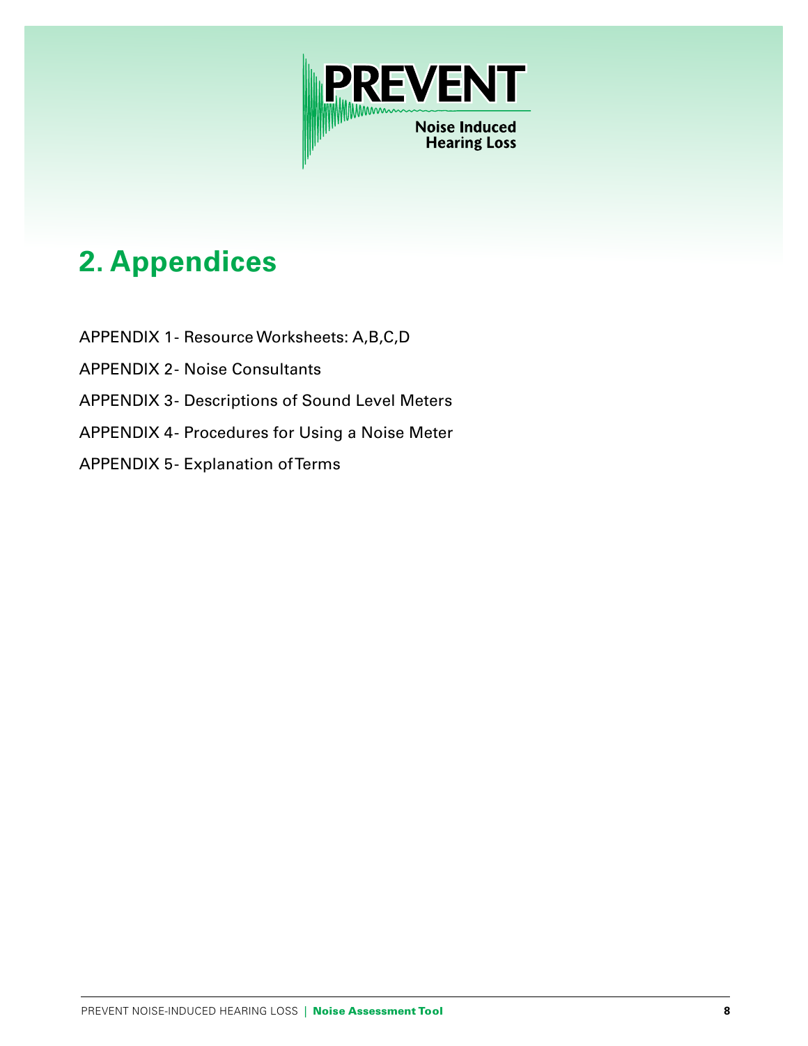# 2. Appendices

APPENDIX 1 - Resource Worksheets: A,B,C,D

APPENDIX 2 - Noise Consultants

APPENDIX 3 - Descriptions of Sound Level Meters

APPENDIX 4 - Procedures for Using a Noise Meter

APPENDIX 5 - Explanation of Terms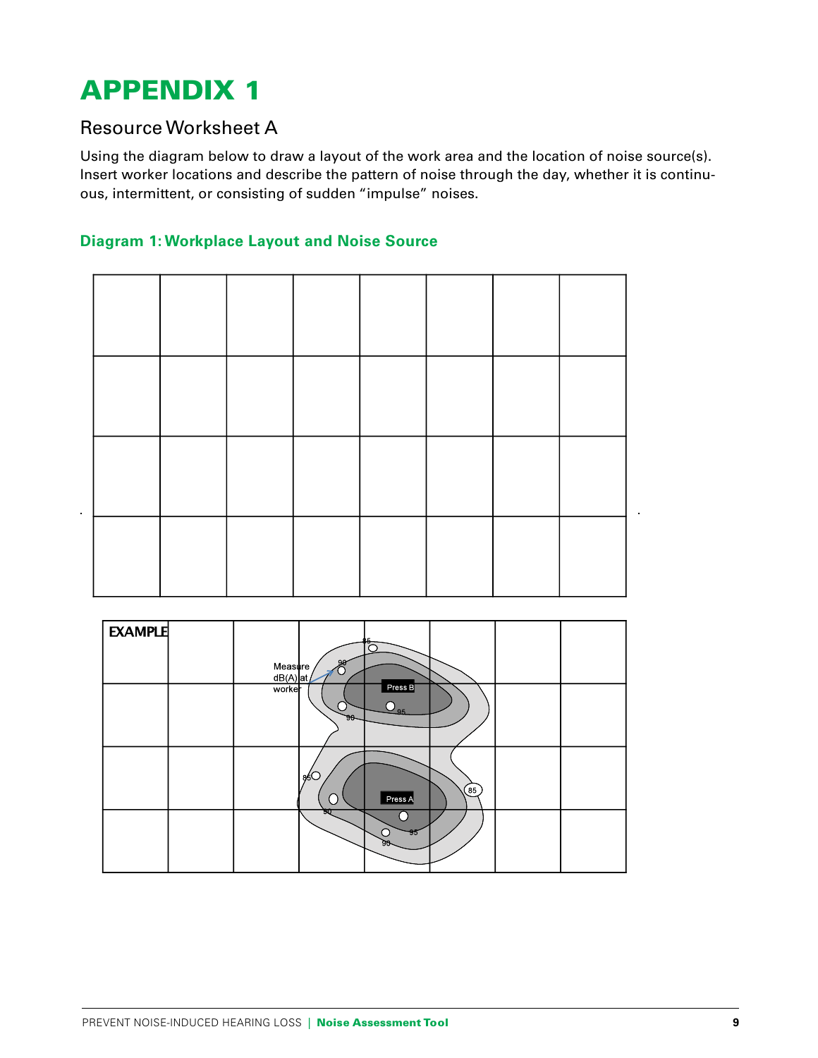# APPENDIX 1

## Resource Worksheet A

Using the diagram below to draw a layout of the work area and the location of noise source(s). Insert worker locations and describe the pattern of noise through the day, whether it is continuous, intermittent, or consisting of sudden "impulse" noises.

### Diagram 1: Workplace Layout and Noise Source

| | | | | | | | |
|---|---|---|---|---|---|---|---|
| | | | | | | | |
| | | | | | | | |
| | | | | | | | |
| | | | | | | | |

EXAMPLE

Measure dB(A) at worker

Press B

Press A

85

90

95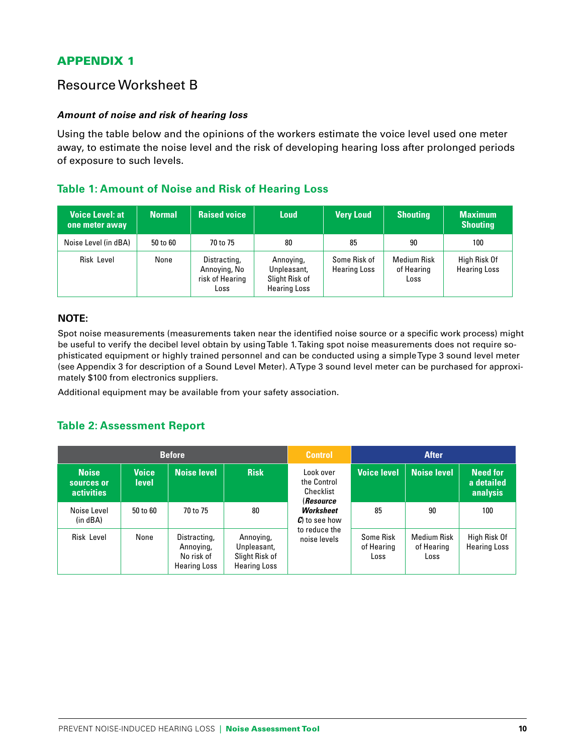## APPENDIX 1

### Resource Worksheet B

***Amount of noise and risk of hearing loss***

Using the table below and the opinions of the workers estimate the voice level used one meter away, to estimate the noise level and the risk of developing hearing loss after prolonged periods of exposure to such levels.

### Table 1: Amount of Noise and Risk of Hearing Loss

| Voice Level: at one meter away | Normal | Raised voice | Loud | Very Loud | Shouting | Maximum Shouting |
|---|---|---|---|---|---|---|
| Noise Level (in dBA) | 50 to 60 | 70 to 75 | 80 | 85 | 90 | 100 |
| Risk Level | None | Distracting, Annoying, No risk of Hearing Loss | Annoying, Unpleasant, Slight Risk of Hearing Loss | Some Risk of Hearing Loss | Medium Risk of Hearing Loss | High Risk Of Hearing Loss |

**NOTE:**

Spot noise measurements (measurements taken near the identified noise source or a specific work process) might be useful to verify the decibel level obtain by using Table 1. Taking spot noise measurements does not require sophisticated equipment or highly trained personnel and can be conducted using a simple Type 3 sound level meter (see Appendix 3 for description of a Sound Level Meter). A Type 3 sound level meter can be purchased for approximately $100 from electronics suppliers.

Additional equipment may be available from your safety association.

### Table 2: Assessment Report

| Before | | | | Control | After | | |
|---|---|---|---|---|---|---|---|
| Noise sources or activities | Voice level | Noise level | Risk | Look over the Control Checklist (***Resource Worksheet C***) to see how to reduce the noise levels | Voice level | Noise level | Need for a detailed analysis |
| Noise Level (in dBA) | 50 to 60 | 70 to 75 | 80 | | 85 | 90 | 100 |
| Risk Level | None | Distracting, Annoying, No risk of Hearing Loss | Annoying, Unpleasant, Slight Risk of Hearing Loss | | Some Risk of Hearing Loss | Medium Risk of Hearing Loss | High Risk Of Hearing Loss |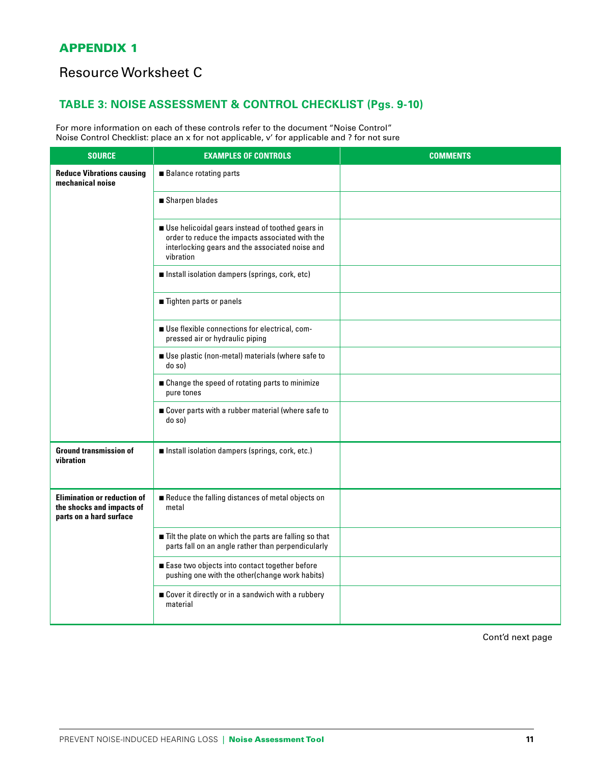## APPENDIX 1

# Resource Worksheet C

### TABLE 3: NOISE ASSESSMENT & CONTROL CHECKLIST (Pgs. 9-10)

For more information on each of these controls refer to the document "Noise Control"
Noise Control Checklist: place an x for not applicable, v' for applicable and ? for not sure

| SOURCE | EXAMPLES OF CONTROLS | COMMENTS |
|---|---|---|
| **Reduce Vibrations causing mechanical noise** | ■ Balance rotating parts | |
| | ■ Sharpen blades | |
| | ■ Use helicoidal gears instead of toothed gears in order to reduce the impacts associated with the interlocking gears and the associated noise and vibration | |
| | ■ Install isolation dampers (springs, cork, etc) | |
| | ■ Tighten parts or panels | |
| | ■ Use flexible connections for electrical, compressed air or hydraulic piping | |
| | ■ Use plastic (non-metal) materials (where safe to do so) | |
| | ■ Change the speed of rotating parts to minimize pure tones | |
| | ■ Cover parts with a rubber material (where safe to do so) | |
| **Ground transmission of vibration** | ■ Install isolation dampers (springs, cork, etc.) | |
| **Elimination or reduction of the shocks and impacts of parts on a hard surface** | ■ Reduce the falling distances of metal objects on metal | |
| | ■ Tilt the plate on which the parts are falling so that parts fall on an angle rather than perpendicularly | |
| | ■ Ease two objects into contact together before pushing one with the other(change work habits) | |
| | ■ Cover it directly or in a sandwich with a rubbery material | |

Cont'd next page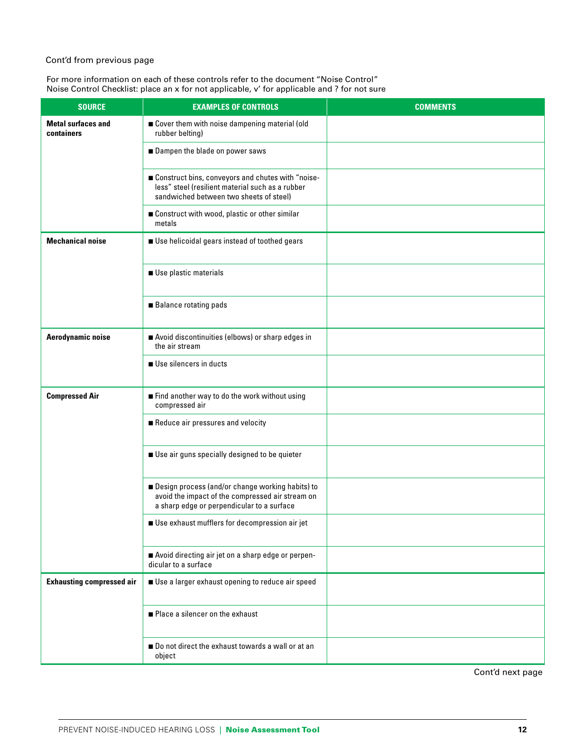Cont'd from previous page

For more information on each of these controls refer to the document "Noise Control"
Noise Control Checklist: place an x for not applicable, v' for applicable and ? for not sure

| SOURCE | EXAMPLES OF CONTROLS | COMMENTS |
|---|---|---|
| **Metal surfaces and containers** | ■ Cover them with noise dampening material (old rubber belting) | |
| | ■ Dampen the blade on power saws | |
| | ■ Construct bins, conveyors and chutes with "noise-less" steel (resilient material such as a rubber sandwiched between two sheets of steel) | |
| | ■ Construct with wood, plastic or other similar metals | |
| **Mechanical noise** | ■ Use helicoidal gears instead of toothed gears | |
| | ■ Use plastic materials | |
| | ■ Balance rotating pads | |
| **Aerodynamic noise** | ■ Avoid discontinuities (elbows) or sharp edges in the air stream | |
| | ■ Use silencers in ducts | |
| **Compressed Air** | ■ Find another way to do the work without using compressed air | |
| | ■ Reduce air pressures and velocity | |
| | ■ Use air guns specially designed to be quieter | |
| | ■ Design process (and/or change working habits) to avoid the impact of the compressed air stream on a sharp edge or perpendicular to a surface | |
| | ■ Use exhaust mufflers for decompression air jet | |
| | ■ Avoid directing air jet on a sharp edge or perpendicular to a surface | |
| **Exhausting compressed air** | ■ Use a larger exhaust opening to reduce air speed | |
| | ■ Place a silencer on the exhaust | |
| | ■ Do not direct the exhaust towards a wall or at an object | |

Cont'd next page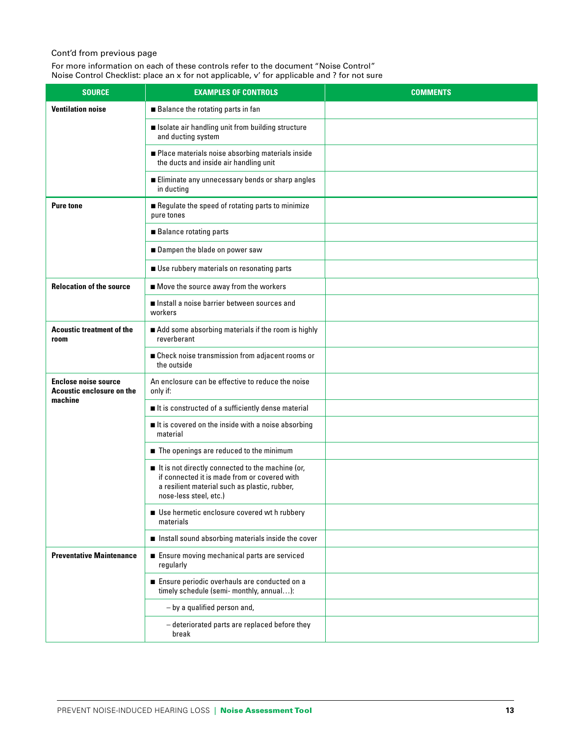Cont'd from previous page

For more information on each of these controls refer to the document "Noise Control"
Noise Control Checklist: place an x for not applicable, v' for applicable and ? for not sure

| SOURCE | EXAMPLES OF CONTROLS | COMMENTS |
|---|---|---|
| **Ventilation noise** | ■ Balance the rotating parts in fan | |
| | ■ Isolate air handling unit from building structure and ducting system | |
| | ■ Place materials noise absorbing materials inside the ducts and inside air handling unit | |
| | ■ Eliminate any unnecessary bends or sharp angles in ducting | |
| **Pure tone** | ■ Regulate the speed of rotating parts to minimize pure tones | |
| | ■ Balance rotating parts | |
| | ■ Dampen the blade on power saw | |
| | ■ Use rubbery materials on resonating parts | |
| **Relocation of the source** | ■ Move the source away from the workers | |
| | ■ Install a noise barrier between sources and workers | |
| **Acoustic treatment of the room** | ■ Add some absorbing materials if the room is highly reverberant | |
| | ■ Check noise transmission from adjacent rooms or the outside | |
| **Enclose noise source Acoustic enclosure on the machine** | An enclosure can be effective to reduce the noise only if: | |
| | ■ It is constructed of a sufficiently dense material | |
| | ■ It is covered on the inside with a noise absorbing material | |
| | ■ The openings are reduced to the minimum | |
| | ■ It is not directly connected to the machine (or, if connected it is made from or covered with a resilient material such as plastic, rubber, nose-less steel, etc.) | |
| | ■ Use hermetic enclosure covered wt h rubbery materials | |
| | ■ Install sound absorbing materials inside the cover | |
| **Preventative Maintenance** | ■ Ensure moving mechanical parts are serviced regularly | |
| | ■ Ensure periodic overhauls are conducted on a timely schedule (semi- monthly, annual…): | |
| | – by a qualified person and, | |
| | – deteriorated parts are replaced before they break | |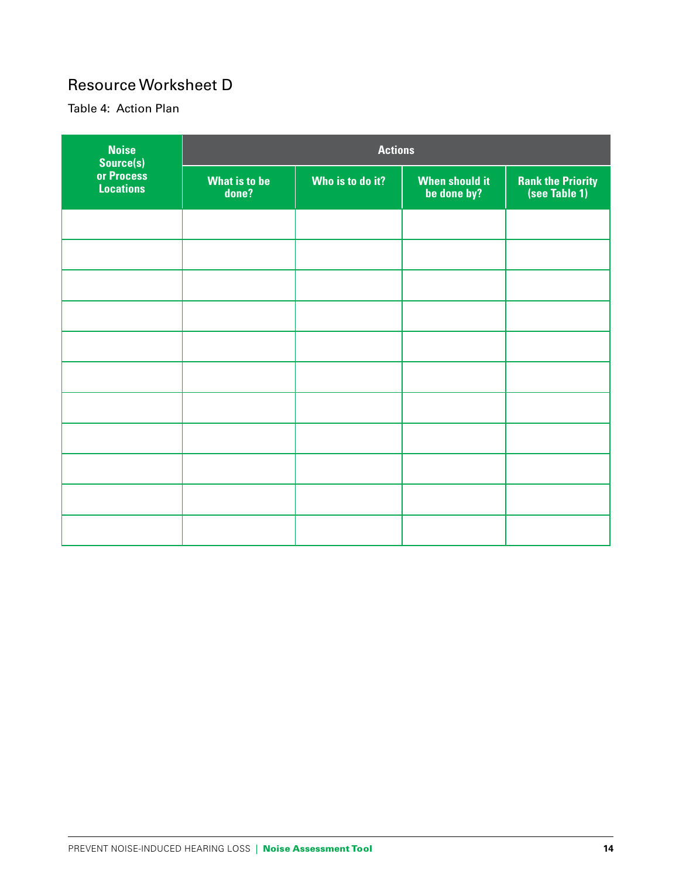## Resource Worksheet D

Table 4: Action Plan

| Noise Source(s) or Process Locations | Actions | | | |
|---|---|---|---|---|
| | What is to be done? | Who is to do it? | When should it be done by? | Rank the Priority (see Table 1) |
| | | | | |
| | | | | |
| | | | | |
| | | | | |
| | | | | |
| | | | | |
| | | | | |
| | | | | |
| | | | | |
| | | | | |
| | | | | |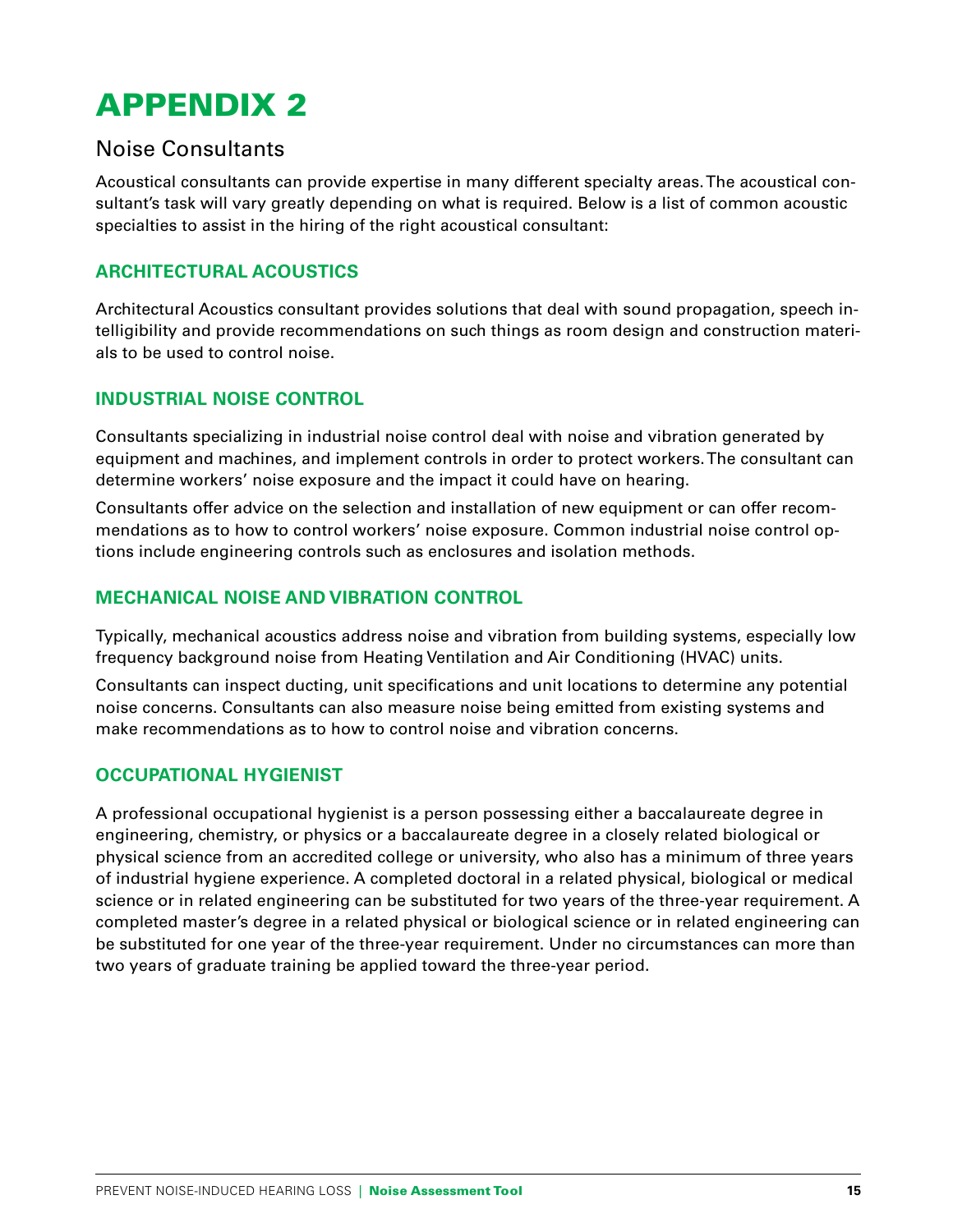# APPENDIX 2

## Noise Consultants

Acoustical consultants can provide expertise in many different specialty areas. The acoustical consultant's task will vary greatly depending on what is required. Below is a list of common acoustic specialties to assist in the hiring of the right acoustical consultant:

### ARCHITECTURAL ACOUSTICS

Architectural Acoustics consultant provides solutions that deal with sound propagation, speech intelligibility and provide recommendations on such things as room design and construction materials to be used to control noise.

### INDUSTRIAL NOISE CONTROL

Consultants specializing in industrial noise control deal with noise and vibration generated by equipment and machines, and implement controls in order to protect workers. The consultant can determine workers' noise exposure and the impact it could have on hearing.

Consultants offer advice on the selection and installation of new equipment or can offer recommendations as to how to control workers' noise exposure. Common industrial noise control options include engineering controls such as enclosures and isolation methods.

### MECHANICAL NOISE AND VIBRATION CONTROL

Typically, mechanical acoustics address noise and vibration from building systems, especially low frequency background noise from Heating Ventilation and Air Conditioning (HVAC) units.

Consultants can inspect ducting, unit specifications and unit locations to determine any potential noise concerns. Consultants can also measure noise being emitted from existing systems and make recommendations as to how to control noise and vibration concerns.

### OCCUPATIONAL HYGIENIST

A professional occupational hygienist is a person possessing either a baccalaureate degree in engineering, chemistry, or physics or a baccalaureate degree in a closely related biological or physical science from an accredited college or university, who also has a minimum of three years of industrial hygiene experience. A completed doctoral in a related physical, biological or medical science or in related engineering can be substituted for two years of the three-year requirement. A completed master's degree in a related physical or biological science or in related engineering can be substituted for one year of the three-year requirement. Under no circumstances can more than two years of graduate training be applied toward the three-year period.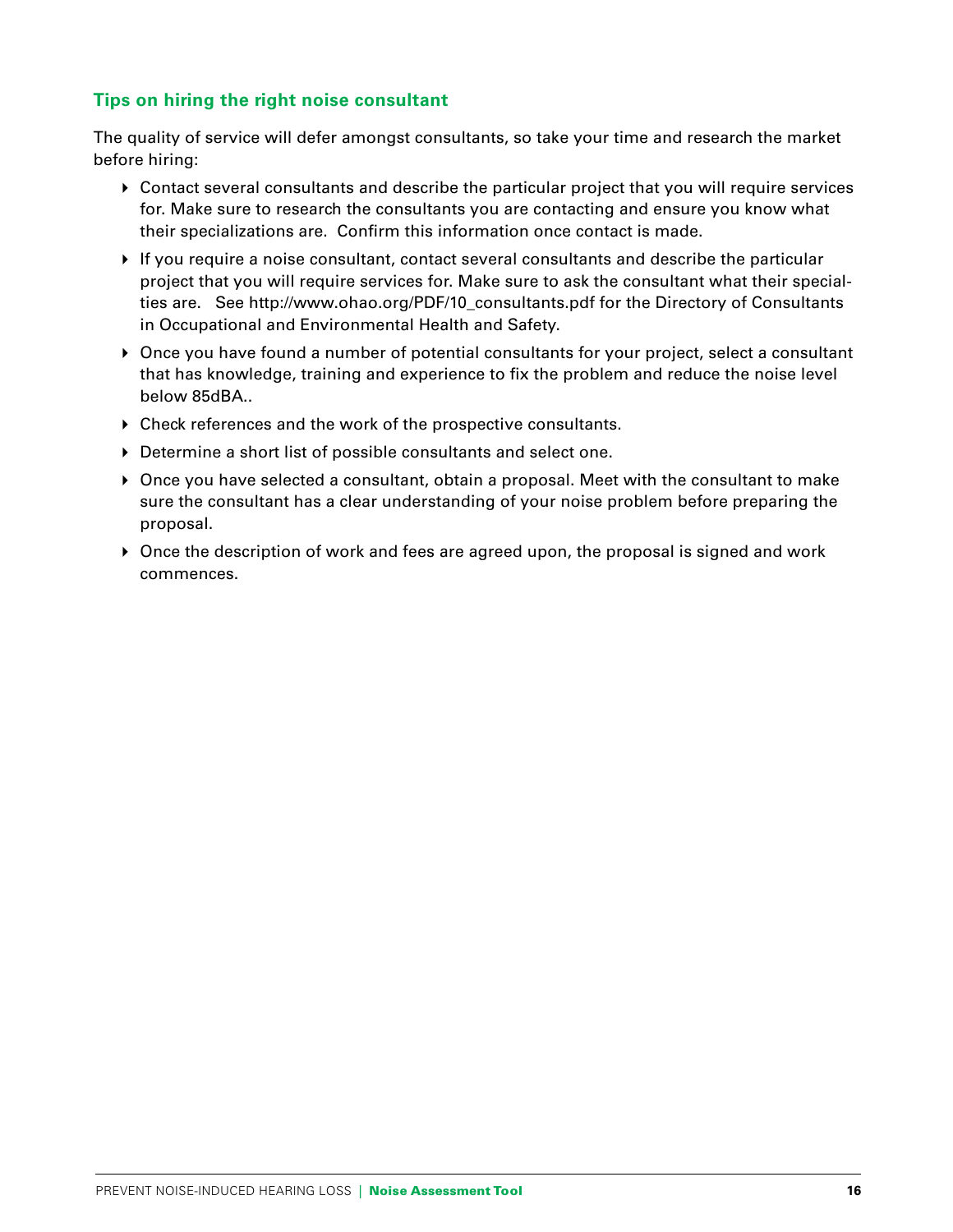### Tips on hiring the right noise consultant

The quality of service will defer amongst consultants, so take your time and research the market before hiring:

- Contact several consultants and describe the particular project that you will require services for. Make sure to research the consultants you are contacting and ensure you know what their specializations are. Confirm this information once contact is made.
- If you require a noise consultant, contact several consultants and describe the particular project that you will require services for. Make sure to ask the consultant what their specialties are. See http://www.ohao.org/PDF/10_consultants.pdf for the Directory of Consultants in Occupational and Environmental Health and Safety.
- Once you have found a number of potential consultants for your project, select a consultant that has knowledge, training and experience to fix the problem and reduce the noise level below 85dBA..
- Check references and the work of the prospective consultants.
- Determine a short list of possible consultants and select one.
- Once you have selected a consultant, obtain a proposal. Meet with the consultant to make sure the consultant has a clear understanding of your noise problem before preparing the proposal.
- Once the description of work and fees are agreed upon, the proposal is signed and work commences.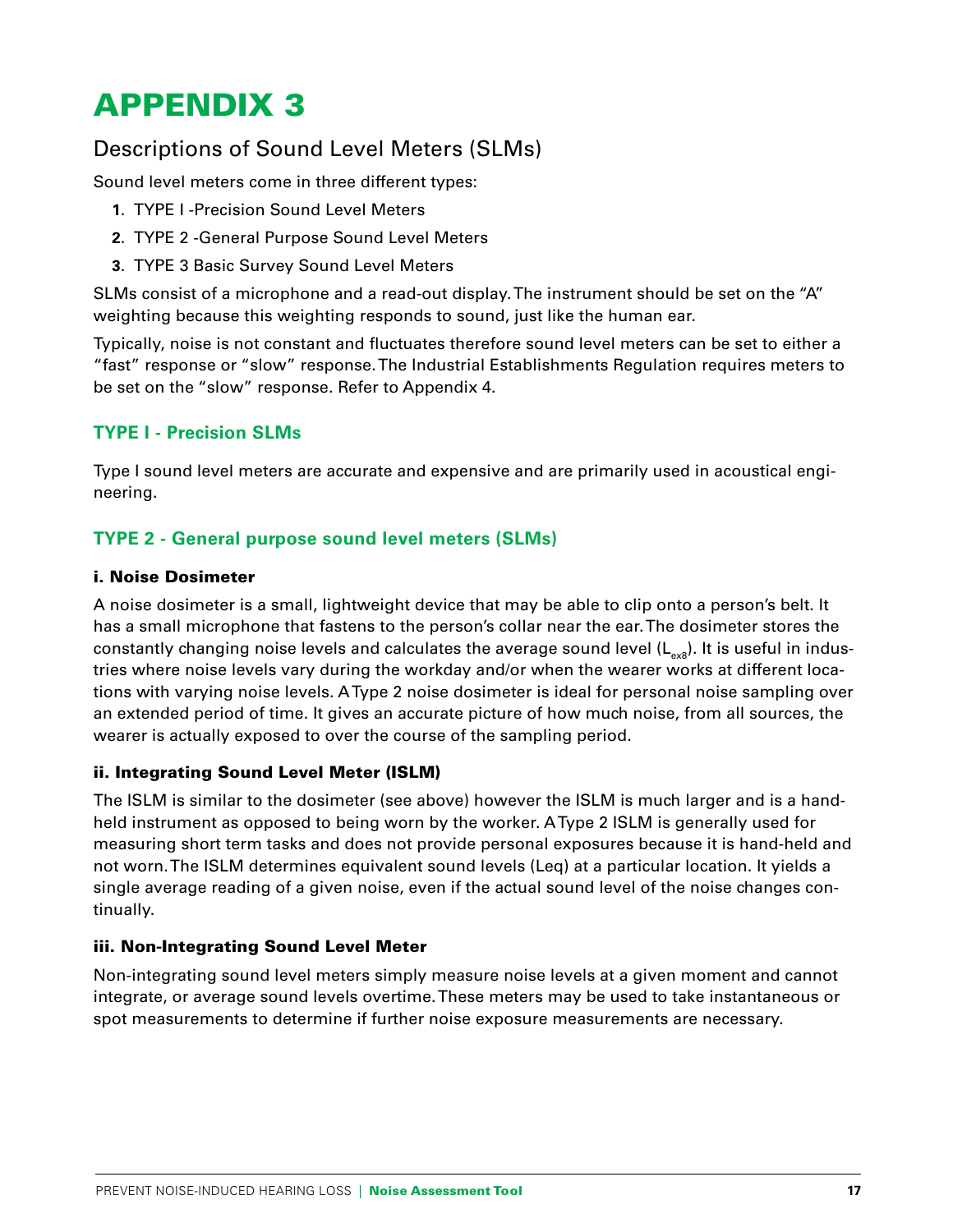# APPENDIX 3

## Descriptions of Sound Level Meters (SLMs)

Sound level meters come in three different types:

1. TYPE I -Precision Sound Level Meters
2. TYPE 2 -General Purpose Sound Level Meters
3. TYPE 3 Basic Survey Sound Level Meters

SLMs consist of a microphone and a read-out display. The instrument should be set on the "A" weighting because this weighting responds to sound, just like the human ear.

Typically, noise is not constant and fluctuates therefore sound level meters can be set to either a "fast" response or "slow" response. The Industrial Establishments Regulation requires meters to be set on the "slow" response. Refer to Appendix 4.

### TYPE I - Precision SLMs

Type I sound level meters are accurate and expensive and are primarily used in acoustical engineering.

### TYPE 2 - General purpose sound level meters (SLMs)

#### i. Noise Dosimeter

A noise dosimeter is a small, lightweight device that may be able to clip onto a person's belt. It has a small microphone that fastens to the person's collar near the ear. The dosimeter stores the constantly changing noise levels and calculates the average sound level ($L_{ex8}$). It is useful in industries where noise levels vary during the workday and/or when the wearer works at different locations with varying noise levels. A Type 2 noise dosimeter is ideal for personal noise sampling over an extended period of time. It gives an accurate picture of how much noise, from all sources, the wearer is actually exposed to over the course of the sampling period.

#### ii. Integrating Sound Level Meter (ISLM)

The ISLM is similar to the dosimeter (see above) however the ISLM is much larger and is a hand-held instrument as opposed to being worn by the worker. A Type 2 ISLM is generally used for measuring short term tasks and does not provide personal exposures because it is hand-held and not worn. The ISLM determines equivalent sound levels (Leq) at a particular location. It yields a single average reading of a given noise, even if the actual sound level of the noise changes continually.

#### iii. Non-Integrating Sound Level Meter

Non-integrating sound level meters simply measure noise levels at a given moment and cannot integrate, or average sound levels overtime. These meters may be used to take instantaneous or spot measurements to determine if further noise exposure measurements are necessary.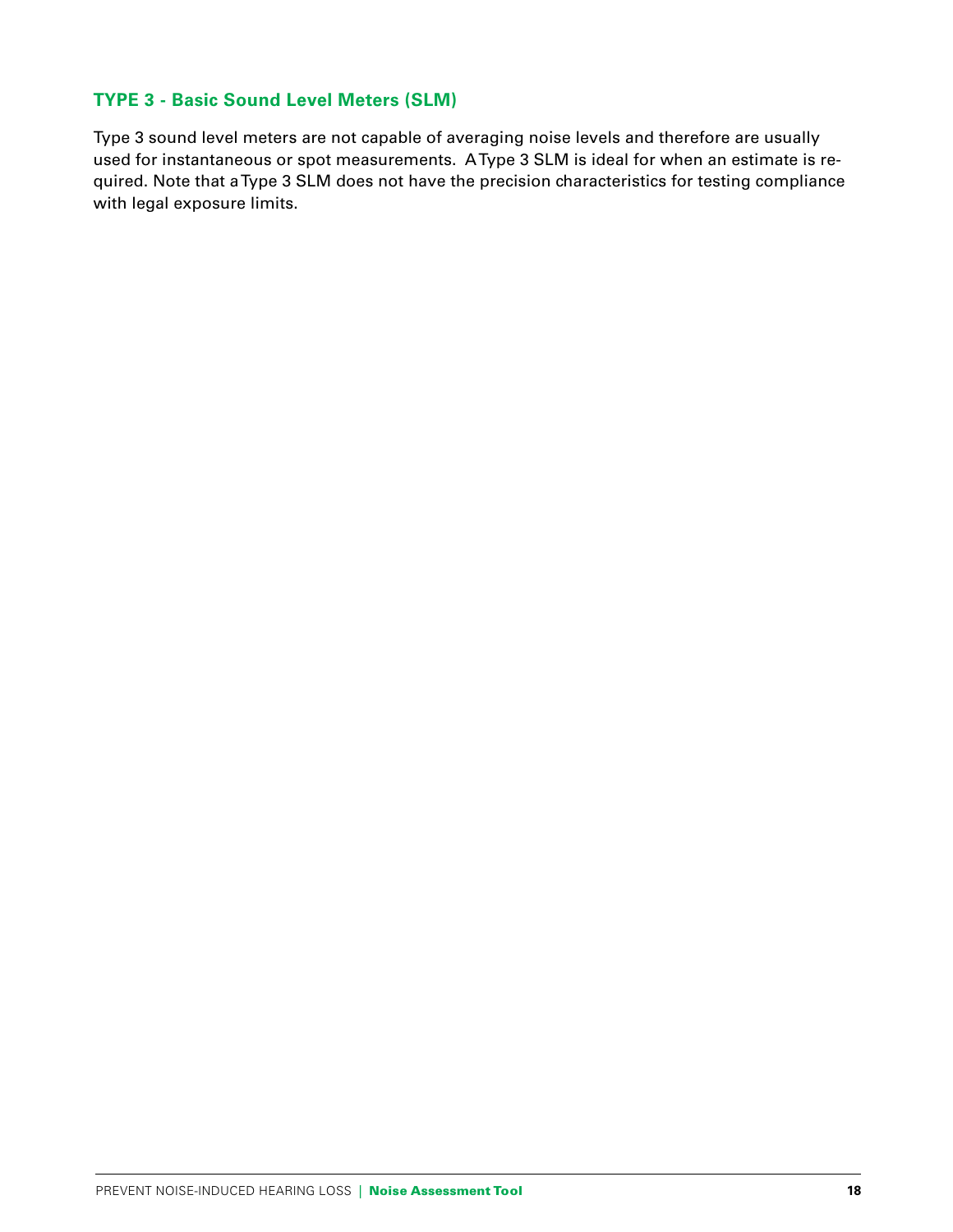### TYPE 3 - Basic Sound Level Meters (SLM)

Type 3 sound level meters are not capable of averaging noise levels and therefore are usually used for instantaneous or spot measurements. A Type 3 SLM is ideal for when an estimate is required. Note that a Type 3 SLM does not have the precision characteristics for testing compliance with legal exposure limits.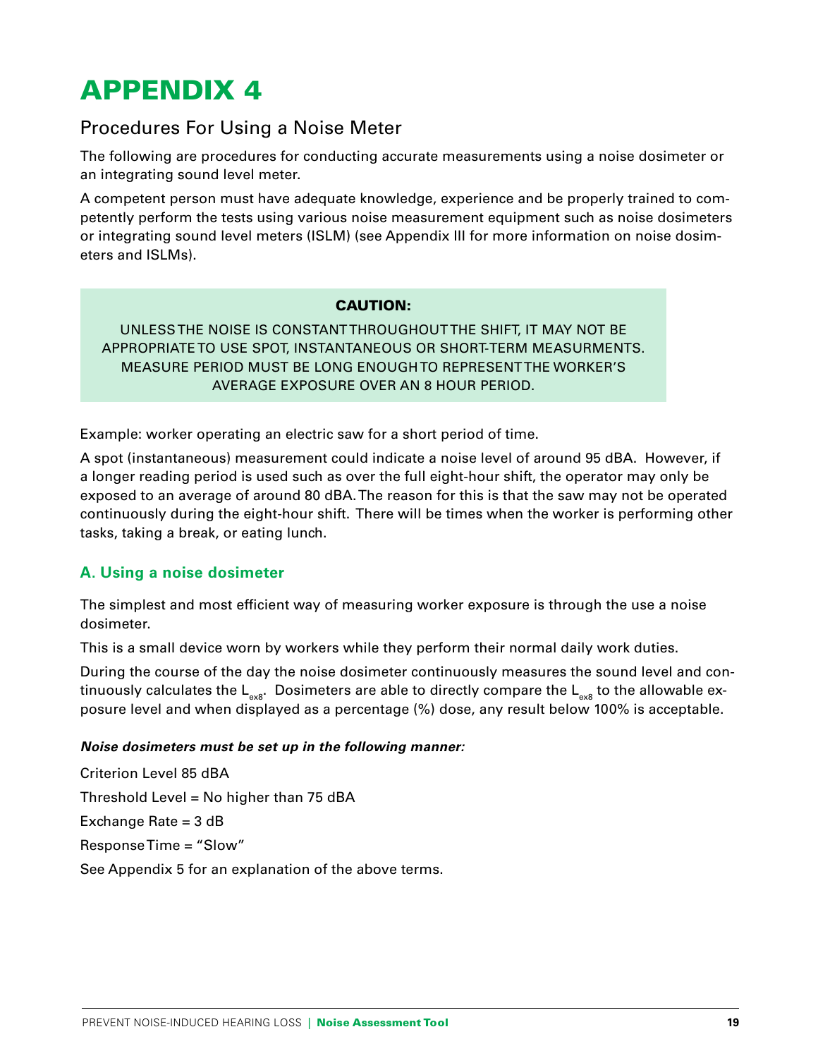# APPENDIX 4

## Procedures For Using a Noise Meter

The following are procedures for conducting accurate measurements using a noise dosimeter or an integrating sound level meter.

A competent person must have adequate knowledge, experience and be properly trained to competently perform the tests using various noise measurement equipment such as noise dosimeters or integrating sound level meters (ISLM) (see Appendix III for more information on noise dosimeters and ISLMs).

> **CAUTION:**
>
> UNLESS THE NOISE IS CONSTANT THROUGHOUT THE SHIFT, IT MAY NOT BE APPROPRIATE TO USE SPOT, INSTANTANEOUS OR SHORT-TERM MEASURMENTS. MEASURE PERIOD MUST BE LONG ENOUGH TO REPRESENT THE WORKER'S AVERAGE EXPOSURE OVER AN 8 HOUR PERIOD.

Example: worker operating an electric saw for a short period of time.

A spot (instantaneous) measurement could indicate a noise level of around 95 dBA. However, if a longer reading period is used such as over the full eight-hour shift, the operator may only be exposed to an average of around 80 dBA. The reason for this is that the saw may not be operated continuously during the eight-hour shift. There will be times when the worker is performing other tasks, taking a break, or eating lunch.

### A. Using a noise dosimeter

The simplest and most efficient way of measuring worker exposure is through the use a noise dosimeter.

This is a small device worn by workers while they perform their normal daily work duties.

During the course of the day the noise dosimeter continuously measures the sound level and continuously calculates the $L_{ex8}$. Dosimeters are able to directly compare the $L_{ex8}$ to the allowable exposure level and when displayed as a percentage (%) dose, any result below 100% is acceptable.

***Noise dosimeters must be set up in the following manner:***

Criterion Level 85 dBA

Threshold Level = No higher than 75 dBA

Exchange Rate = 3 dB

Response Time = "Slow"

See Appendix 5 for an explanation of the above terms.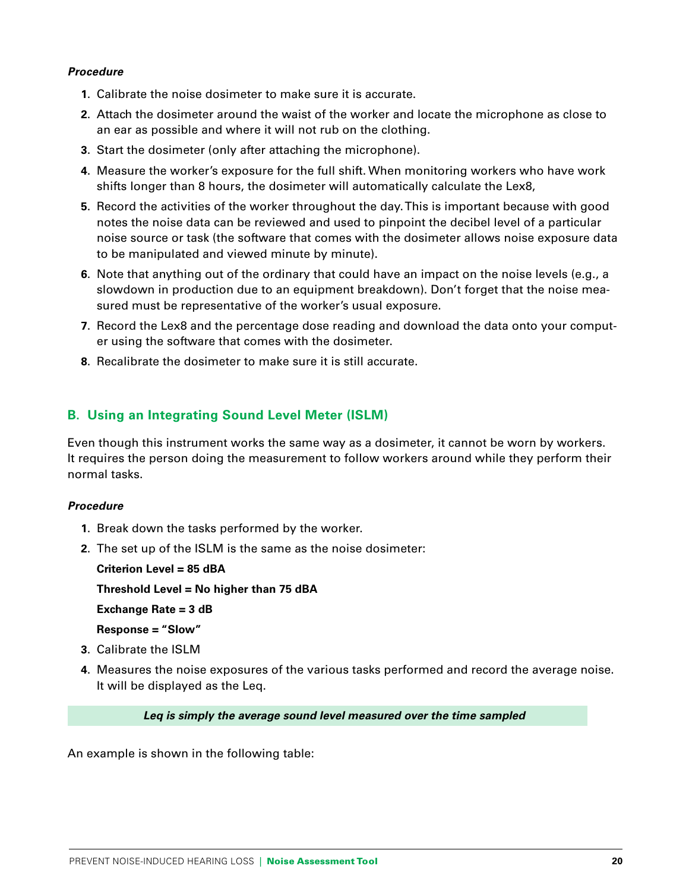***Procedure***

1. Calibrate the noise dosimeter to make sure it is accurate.
2. Attach the dosimeter around the waist of the worker and locate the microphone as close to an ear as possible and where it will not rub on the clothing.
3. Start the dosimeter (only after attaching the microphone).
4. Measure the worker's exposure for the full shift. When monitoring workers who have work shifts longer than 8 hours, the dosimeter will automatically calculate the Lex8,
5. Record the activities of the worker throughout the day. This is important because with good notes the noise data can be reviewed and used to pinpoint the decibel level of a particular noise source or task (the software that comes with the dosimeter allows noise exposure data to be manipulated and viewed minute by minute).
6. Note that anything out of the ordinary that could have an impact on the noise levels (e.g., a slowdown in production due to an equipment breakdown). Don't forget that the noise measured must be representative of the worker's usual exposure.
7. Record the Lex8 and the percentage dose reading and download the data onto your computer using the software that comes with the dosimeter.
8. Recalibrate the dosimeter to make sure it is still accurate.

## B. Using an Integrating Sound Level Meter (ISLM)

Even though this instrument works the same way as a dosimeter, it cannot be worn by workers. It requires the person doing the measurement to follow workers around while they perform their normal tasks.

***Procedure***

1. Break down the tasks performed by the worker.
2. The set up of the ISLM is the same as the noise dosimeter:

   **Criterion Level = 85 dBA**

   **Threshold Level = No higher than 75 dBA**

   **Exchange Rate = 3 dB**

   **Response = "Slow"**

3. Calibrate the ISLM
4. Measures the noise exposures of the various tasks performed and record the average noise. It will be displayed as the Leq.

***Leq is simply the average sound level measured over the time sampled***

An example is shown in the following table: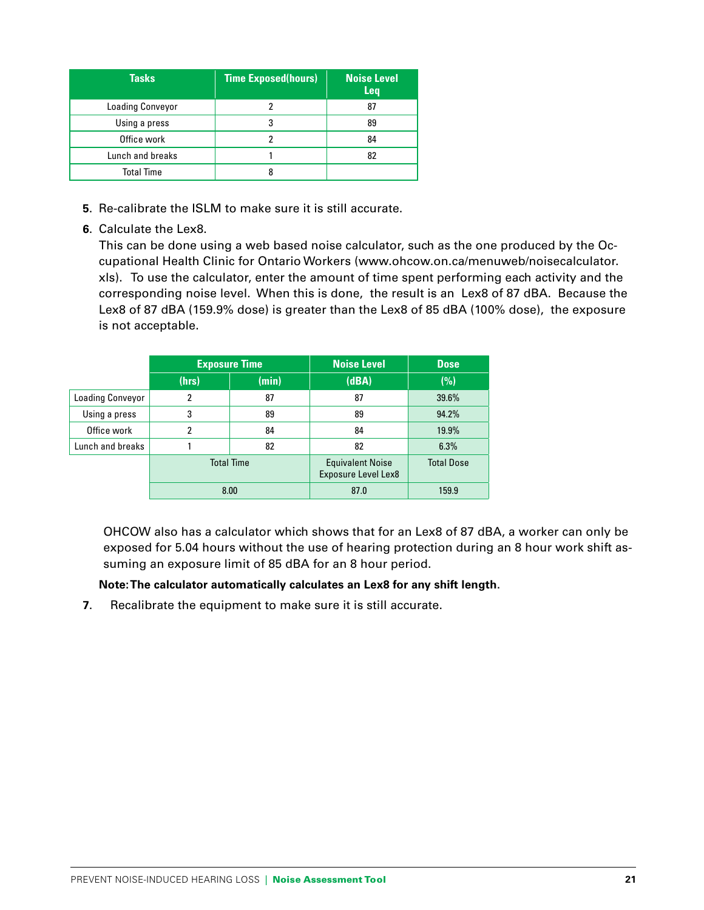| Tasks | Time Exposed(hours) | Noise Level Leq |
|---|---|---|
| Loading Conveyor | 2 | 87 |
| Using a press | 3 | 89 |
| Office work | 2 | 84 |
| Lunch and breaks | 1 | 82 |
| Total Time | 8 | |

5. Re-calibrate the ISLM to make sure it is still accurate.

6. Calculate the Lex8.
   This can be done using a web based noise calculator, such as the one produced by the Occupational Health Clinic for Ontario Workers (www.ohcow.on.ca/menuweb/noisecalculator.xls). To use the calculator, enter the amount of time spent performing each activity and the corresponding noise level. When this is done, the result is an Lex8 of 87 dBA. Because the Lex8 of 87 dBA (159.9% dose) is greater than the Lex8 of 85 dBA (100% dose), the exposure is not acceptable.

| | Exposure Time | | Noise Level | Dose |
|---|---|---|---|---|
| | (hrs) | (min) | (dBA) | (%) |
| Loading Conveyor | 2 | 87 | 87 | 39.6% |
| Using a press | 3 | 89 | 89 | 94.2% |
| Office work | 2 | 84 | 84 | 19.9% |
| Lunch and breaks | 1 | 82 | 82 | 6.3% |
| | Total Time | | Equivalent Noise Exposure Level Lex8 | Total Dose |
| | 8.00 | | 87.0 | 159.9 |

OHCOW also has a calculator which shows that for an Lex8 of 87 dBA, a worker can only be exposed for 5.04 hours without the use of hearing protection during an 8 hour work shift assuming an exposure limit of 85 dBA for an 8 hour period.

**Note: The calculator automatically calculates an Lex8 for any shift length**.

7. Recalibrate the equipment to make sure it is still accurate.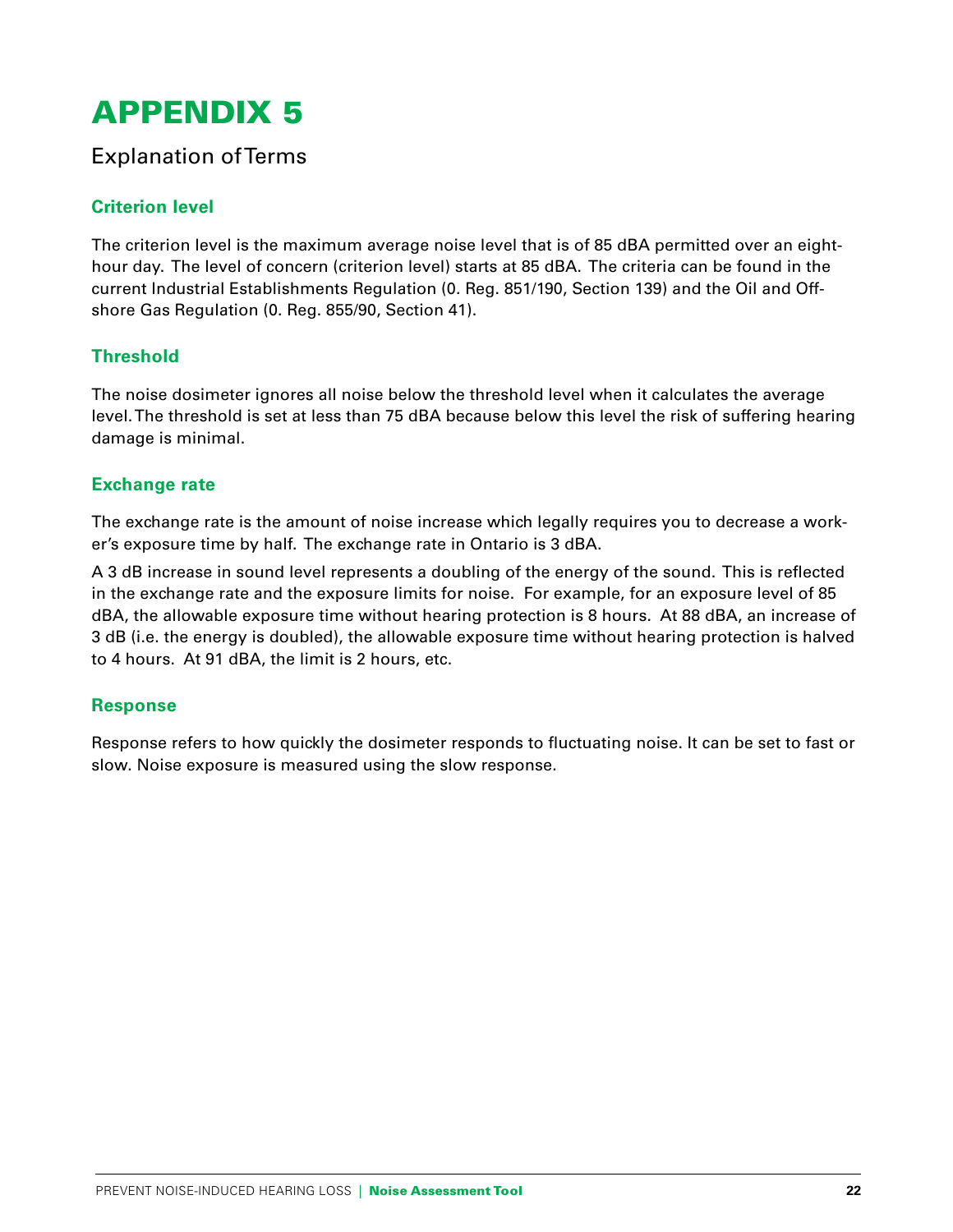# APPENDIX 5

## Explanation of Terms

### Criterion level

The criterion level is the maximum average noise level that is of 85 dBA permitted over an eight-hour day. The level of concern (criterion level) starts at 85 dBA. The criteria can be found in the current Industrial Establishments Regulation (0. Reg. 851/190, Section 139) and the Oil and Off-shore Gas Regulation (0. Reg. 855/90, Section 41).

### Threshold

The noise dosimeter ignores all noise below the threshold level when it calculates the average level. The threshold is set at less than 75 dBA because below this level the risk of suffering hearing damage is minimal.

### Exchange rate

The exchange rate is the amount of noise increase which legally requires you to decrease a worker's exposure time by half. The exchange rate in Ontario is 3 dBA.

A 3 dB increase in sound level represents a doubling of the energy of the sound. This is reflected in the exchange rate and the exposure limits for noise. For example, for an exposure level of 85 dBA, the allowable exposure time without hearing protection is 8 hours. At 88 dBA, an increase of 3 dB (i.e. the energy is doubled), the allowable exposure time without hearing protection is halved to 4 hours. At 91 dBA, the limit is 2 hours, etc.

### Response

Response refers to how quickly the dosimeter responds to fluctuating noise. It can be set to fast or slow. Noise exposure is measured using the slow response.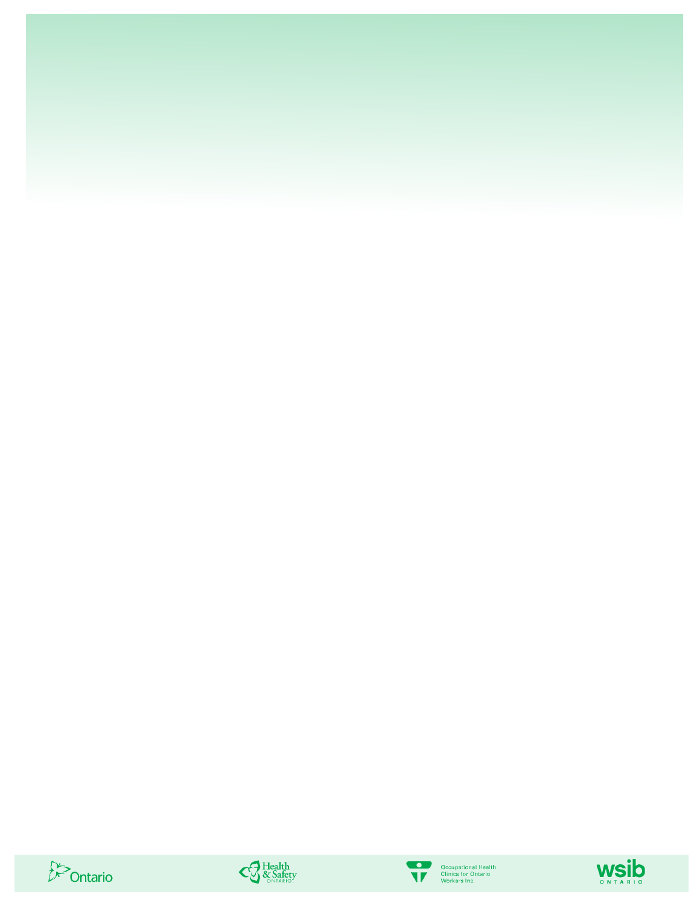Ontario

Health & Safety ONTARIO

Occupational Health Clinics for Ontario Workers Inc.

wsib ONTARIO